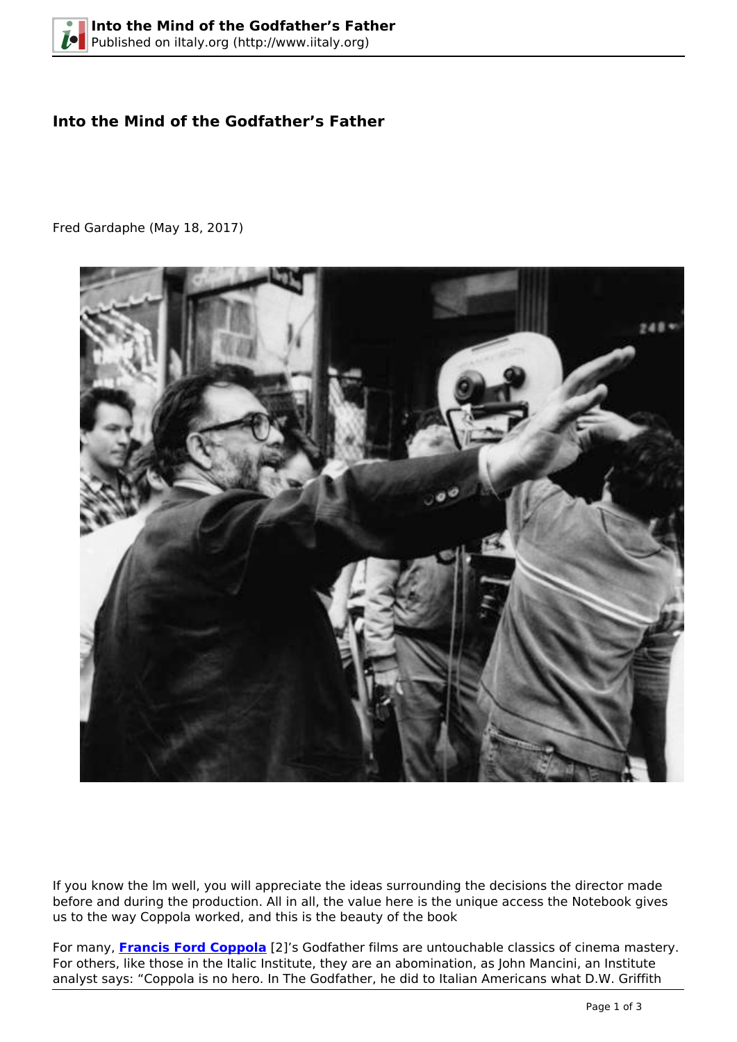# Into the Mind of the Godfather's Father

Fred Gardaphe (May 18, 2017)

If you know the lm well, you will appreciate the ideas surrounding the decisions the director made before and during the production. All in all, the value here is the unique access the Notebook gives us to the way Coppola worked, and this is the beauty of the book

For many, **Francis Ford Coppola** [2]'s Godfather films are untouchable classics of cinema mastery. For others, like those in the Italic Institute, they are an abomination, as John Mancini, an Institute analyst says: "Coppola is no hero. In The Godfather, he did to Italian Americans what D.W. Griffith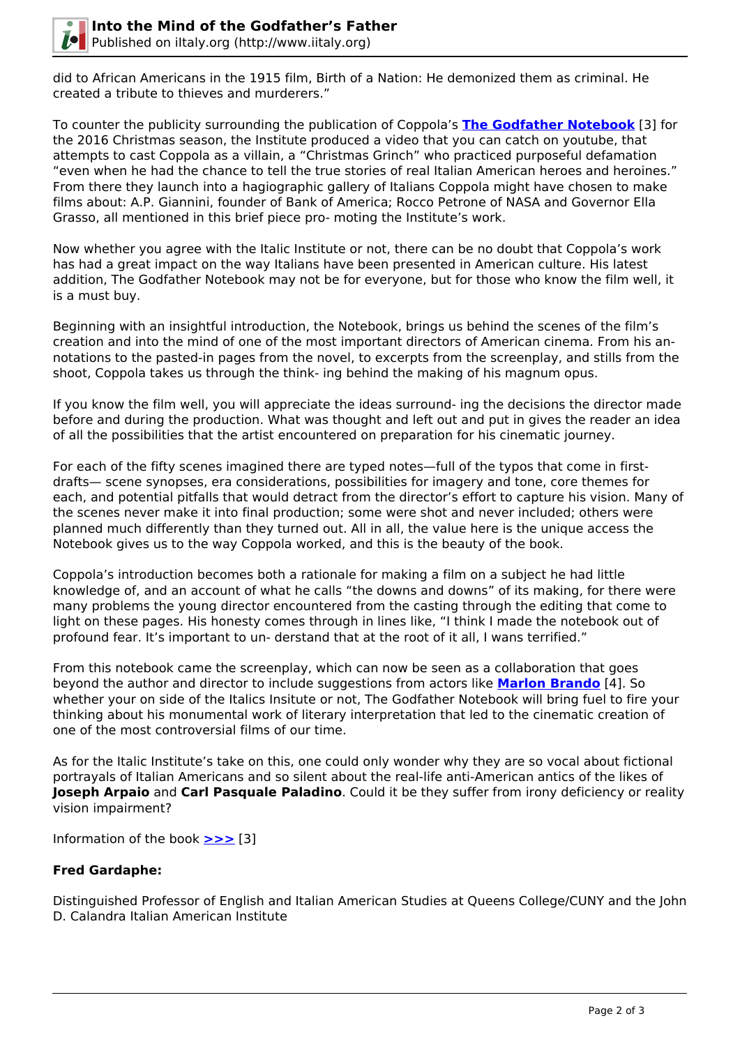did to African Americans in the 1915 film, Birth of a Nation: He demonized them as criminal. He created a tribute to thieves and murderers."

To counter the publicity surrounding the publication of Coppola's **[The Godfather Notebook](#)** [3] for the 2016 Christmas season, the Institute produced a video that you can catch on youtube, that attempts to cast Coppola as a villain, a "Christmas Grinch" who practiced purposeful defamation "even when he had the chance to tell the true stories of real Italian American heroes and heroines." From there they launch into a hagiographic gallery of Italians Coppola might have chosen to make films about: A.P. Giannini, founder of Bank of America; Rocco Petrone of NASA and Governor Ella Grasso, all mentioned in this brief piece pro- moting the Institute's work.

Now whether you agree with the Italic Institute or not, there can be no doubt that Coppola's work has had a great impact on the way Italians have been presented in American culture. His latest addition, The Godfather Notebook may not be for everyone, but for those who know the film well, it is a must buy.

Beginning with an insightful introduction, the Notebook, brings us behind the scenes of the film's creation and into the mind of one of the most important directors of American cinema. From his an- notations to the pasted-in pages from the novel, to excerpts from the screenplay, and stills from the shoot, Coppola takes us through the think- ing behind the making of his magnum opus.

If you know the film well, you will appreciate the ideas surround- ing the decisions the director made before and during the production. What was thought and left out and put in gives the reader an idea of all the possibilities that the artist encountered on preparation for his cinematic journey.

For each of the fifty scenes imagined there are typed notes—full of the typos that come in first-drafts— scene synopses, era considerations, possibilities for imagery and tone, core themes for each, and potential pitfalls that would detract from the director's effort to capture his vision. Many of the scenes never make it into final production; some were shot and never included; others were planned much differently than they turned out. All in all, the value here is the unique access the Notebook gives us to the way Coppola worked, and this is the beauty of the book.

Coppola's introduction becomes both a rationale for making a film on a subject he had little knowledge of, and an account of what he calls "the downs and downs" of its making, for there were many problems the young director encountered from the casting through the editing that come to light on these pages. His honesty comes through in lines like, "I think I made the notebook out of profound fear. It's important to un- derstand that at the root of it all, I wans terrified."

From this notebook came the screenplay, which can now be seen as a collaboration that goes beyond the author and director to include suggestions from actors like **[Marlon Brando](#)** [4]. So whether your on side of the Italics Insitute or not, The Godfather Notebook will bring fuel to fire your thinking about his monumental work of literary interpretation that led to the cinematic creation of one of the most controversial films of our time.

As for the Italic Institute's take on this, one could only wonder why they are so vocal about fictional portrayals of Italian Americans and so silent about the real-life anti-American antics of the likes of **Joseph Arpaio** and **Carl Pasquale Paladino**. Could it be they suffer from irony deficiency or reality vision impairment?

Information of the book [>>>](#) [3]

**Fred Gardaphe:**

Distinguished Professor of English and Italian American Studies at Queens College/CUNY and the John D. Calandra Italian American Institute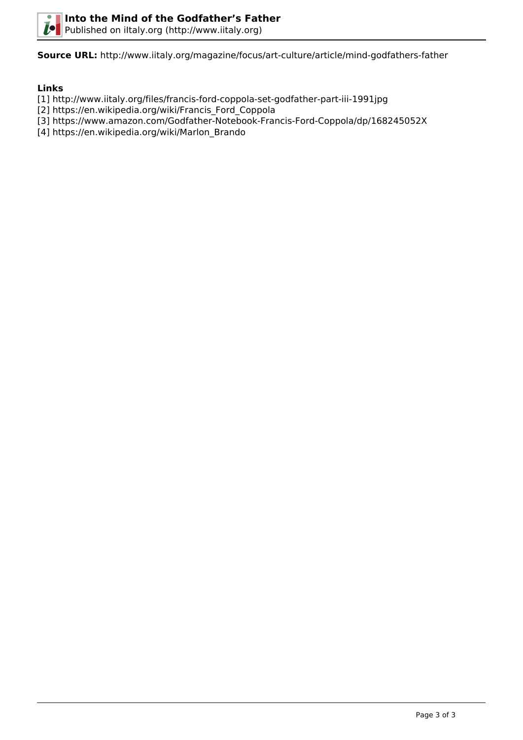**Source URL:** http://www.iitaly.org/magazine/focus/art-culture/article/mind-godfathers-father

**Links**

[1] http://www.iitaly.org/files/francis-ford-coppola-set-godfather-part-iii-1991jpg
[2] https://en.wikipedia.org/wiki/Francis_Ford_Coppola
[3] https://www.amazon.com/Godfather-Notebook-Francis-Ford-Coppola/dp/168245052X
[4] https://en.wikipedia.org/wiki/Marlon_Brando